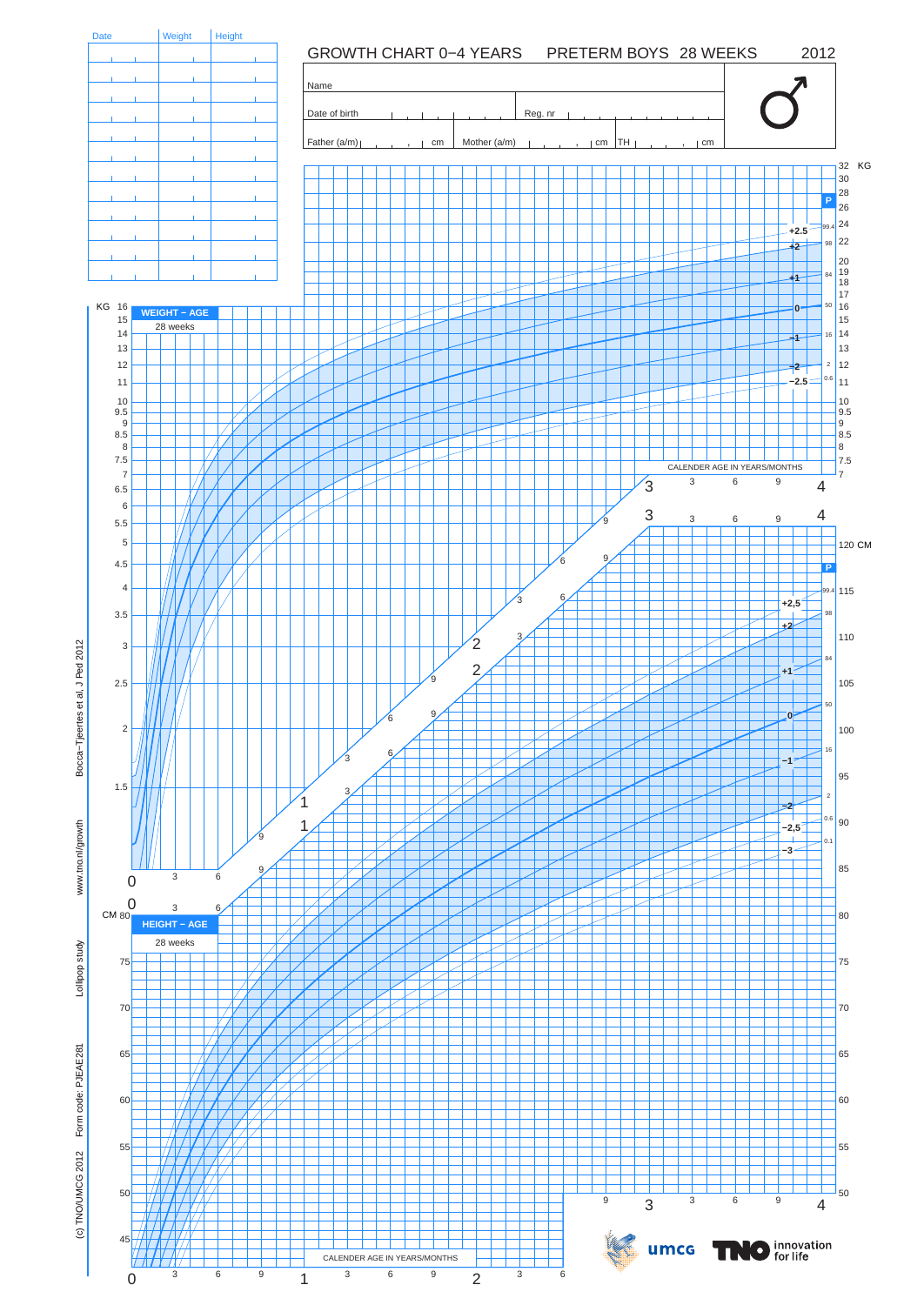# GROWTH CHART 0−4 YEARS PRETERM BOYS 28 WEEKS 2012

| Date | Weight | Height |
|---|---|---|
| | | |
| | | |
| | | |
| | | |
| | | |
| | | |
| | | |
| | | |
| | | |
| | | |
| | | |
| | | |

Name

Date of birth | Reg. nr

Father (a/m) cm | Mother (a/m) cm | TH cm

♂

**WEIGHT − AGE**
28 weeks

KG

CALENDER AGE IN YEARS/MONTHS

P: 99.4, 98, 84, 50, 16, 2, 0.6

SD: +2.5, +2, +1, 0, −1, −2, −2.5

**HEIGHT − AGE**
28 weeks

CM

P: 99.4, 98, 84, 50, 16, 2, 0.6, 0.1

SD: +2,5, +2, +1, 0, −1, −2, −2,5, −3

CALENDER AGE IN YEARS/MONTHS

(c) TNO/UMCG 2012   Form code: PJEAE281   Lollipop study   www.tno.nl/growth   Bocca−Tjeertes et al, J Ped 2012

umcg   TNO innovation for life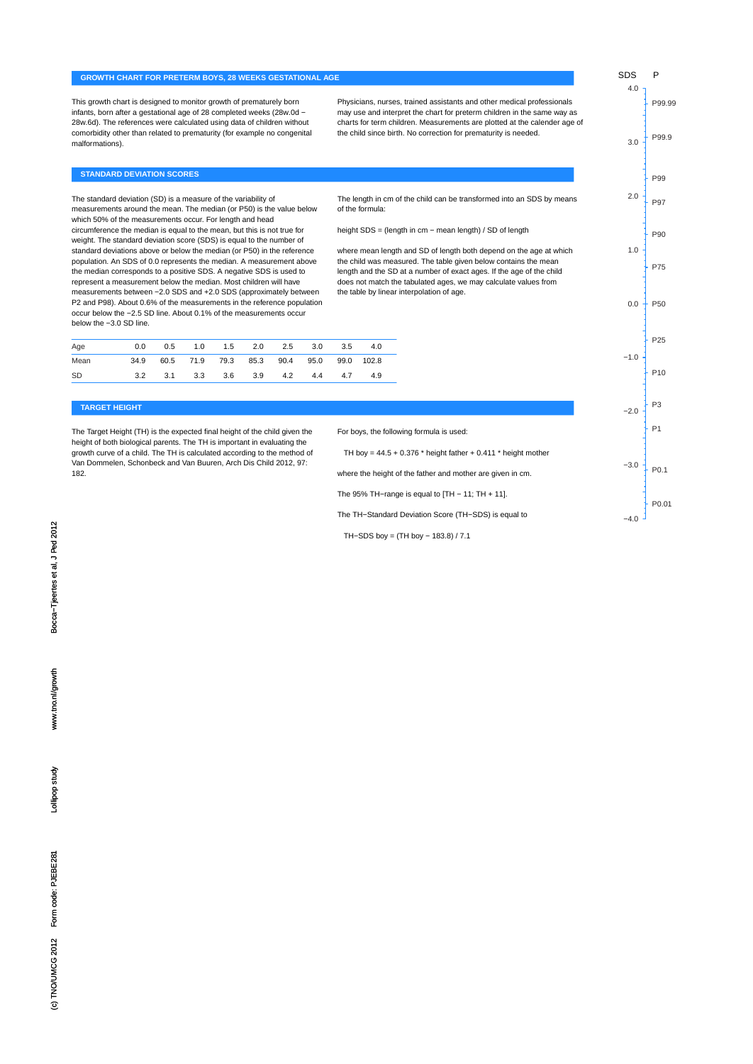## GROWTH CHART FOR PRETERM BOYS, 28 WEEKS GESTATIONAL AGE

This growth chart is designed to monitor growth of prematurely born infants, born after a gestational age of 28 completed weeks (28w.0d − 28w.6d). The references were calculated using data of children without comorbidity other than related to prematurity (for example no congenital malformations).

Physicians, nurses, trained assistants and other medical professionals may use and interpret the chart for preterm children in the same way as charts for term children. Measurements are plotted at the calender age of the child since birth. No correction for prematurity is needed.

## STANDARD DEVIATION SCORES

The standard deviation (SD) is a measure of the variability of measurements around the mean. The median (or P50) is the value below which 50% of the measurements occur. For length and head circumference the median is equal to the mean, but this is not true for weight. The standard deviation score (SDS) is equal to the number of standard deviations above or below the median (or P50) in the reference population. An SDS of 0.0 represents the median. A measurement above the median corresponds to a positive SDS. A negative SDS is used to represent a measurement below the median. Most children will have measurements between −2.0 SDS and +2.0 SDS (approximately between P2 and P98). About 0.6% of the measurements in the reference population occur below the −2.5 SD line. About 0.1% of the measurements occur below the −3.0 SD line.

The length in cm of the child can be transformed into an SDS by means of the formula:

height SDS = (length in cm − mean length) / SD of length

where mean length and SD of length both depend on the age at which the child was measured. The table given below contains the mean length and the SD at a number of exact ages. If the age of the child does not match the tabulated ages, we may calculate values from the table by linear interpolation of age.

| Age | 0.0 | 0.5 | 1.0 | 1.5 | 2.0 | 2.5 | 3.0 | 3.5 | 4.0 |
|---|---|---|---|---|---|---|---|---|---|
| Mean | 34.9 | 60.5 | 71.9 | 79.3 | 85.3 | 90.4 | 95.0 | 99.0 | 102.8 |
| SD | 3.2 | 3.1 | 3.3 | 3.6 | 3.9 | 4.2 | 4.4 | 4.7 | 4.9 |

## TARGET HEIGHT

The Target Height (TH) is the expected final height of the child given the height of both biological parents. The TH is important in evaluating the growth curve of a child. The TH is calculated according to the method of Van Dommelen, Schonbeck and Van Buuren, Arch Dis Child 2012, 97: 182.

For boys, the following formula is used:

TH boy = 44.5 + 0.376 * height father + 0.411 * height mother

where the height of the father and mother are given in cm.

The 95% TH−range is equal to [TH − 11; TH + 11].

The TH−Standard Deviation Score (TH−SDS) is equal to

TH−SDS boy = (TH boy − 183.8) / 7.1

SDS
P
4.0
P99.99
3.0
P99.9
P99
2.0
P97
P90
1.0
P75
0.0
P50
P25
−1.0
P10
P3
−2.0
P1
−3.0
P0.1
P0.01
−4.0

(c) TNO/UMCG 2012 Form code: PJEBE281 Lollipop study www.tno.nl/growth Bocca−Tjeertes et al, J Ped 2012